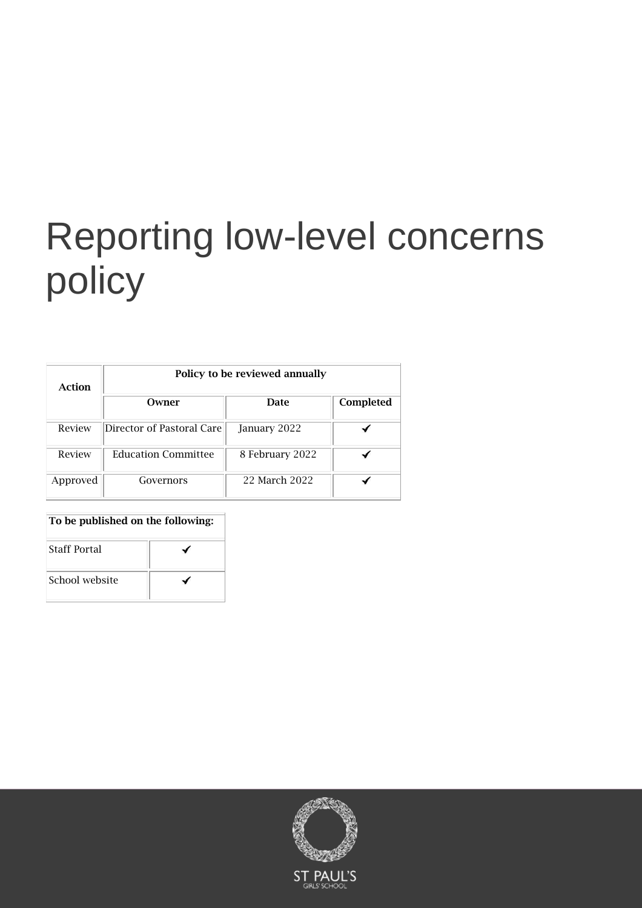# Reporting low-level concerns policy

| Action | Policy to be reviewed annually | | |
|---|---|---|---|
| | **Owner** | **Date** | **Completed** |
| Review | Director of Pastoral Care | January 2022 | ✔ |
| Review | Education Committee | 8 February 2022 | ✔ |
| Approved | Governors | 22 March 2022 | ✔ |

| To be published on the following: | |
|---|---|
| Staff Portal | ✔ |
| School website | ✔ |

ST PAUL'S GIRLS' SCHOOL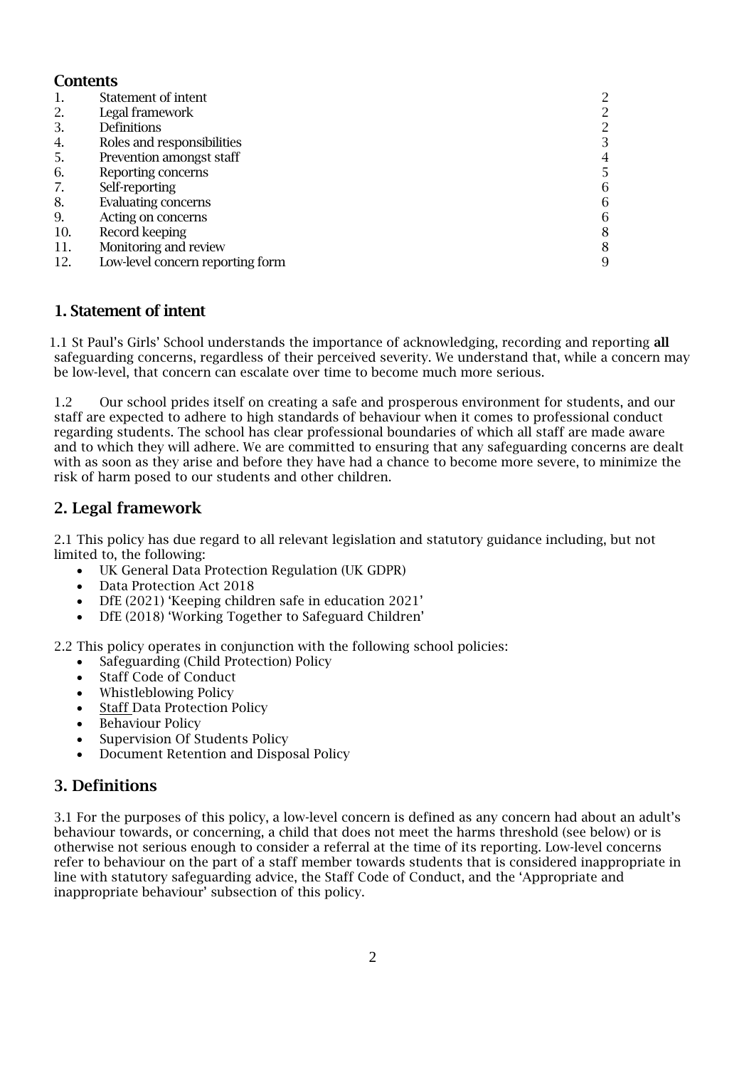## Contents

| | | |
|---|---|---|
| 1. | Statement of intent | 2 |
| 2. | Legal framework | 2 |
| 3. | Definitions | 2 |
| 4. | Roles and responsibilities | 3 |
| 5. | Prevention amongst staff | 4 |
| 6. | Reporting concerns | 5 |
| 7. | Self-reporting | 6 |
| 8. | Evaluating concerns | 6 |
| 9. | Acting on concerns | 6 |
| 10. | Record keeping | 8 |
| 11. | Monitoring and review | 8 |
| 12. | Low-level concern reporting form | 9 |

## 1. Statement of intent

1.1 St Paul's Girls' School understands the importance of acknowledging, recording and reporting **all** safeguarding concerns, regardless of their perceived severity. We understand that, while a concern may be low-level, that concern can escalate over time to become much more serious.

1.2 Our school prides itself on creating a safe and prosperous environment for students, and our staff are expected to adhere to high standards of behaviour when it comes to professional conduct regarding students. The school has clear professional boundaries of which all staff are made aware and to which they will adhere. We are committed to ensuring that any safeguarding concerns are dealt with as soon as they arise and before they have had a chance to become more severe, to minimize the risk of harm posed to our students and other children.

## 2. Legal framework

2.1 This policy has due regard to all relevant legislation and statutory guidance including, but not limited to, the following:

- UK General Data Protection Regulation (UK GDPR)
- Data Protection Act 2018
- DfE (2021) 'Keeping children safe in education 2021'
- DfE (2018) 'Working Together to Safeguard Children'

2.2 This policy operates in conjunction with the following school policies:

- Safeguarding (Child Protection) Policy
- Staff Code of Conduct
- Whistleblowing Policy
- Staff Data Protection Policy
- Behaviour Policy
- Supervision Of Students Policy
- Document Retention and Disposal Policy

## 3. Definitions

3.1 For the purposes of this policy, a low-level concern is defined as any concern had about an adult's behaviour towards, or concerning, a child that does not meet the harms threshold (see below) or is otherwise not serious enough to consider a referral at the time of its reporting. Low-level concerns refer to behaviour on the part of a staff member towards students that is considered inappropriate in line with statutory safeguarding advice, the Staff Code of Conduct, and the 'Appropriate and inappropriate behaviour' subsection of this policy.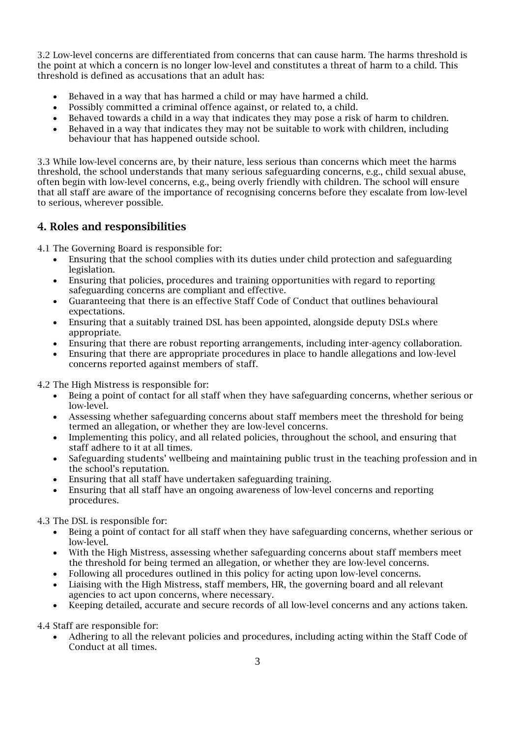3.2 Low-level concerns are differentiated from concerns that can cause harm. The harms threshold is the point at which a concern is no longer low-level and constitutes a threat of harm to a child. This threshold is defined as accusations that an adult has:

- Behaved in a way that has harmed a child or may have harmed a child.
- Possibly committed a criminal offence against, or related to, a child.
- Behaved towards a child in a way that indicates they may pose a risk of harm to children.
- Behaved in a way that indicates they may not be suitable to work with children, including behaviour that has happened outside school.

3.3 While low-level concerns are, by their nature, less serious than concerns which meet the harms threshold, the school understands that many serious safeguarding concerns, e.g., child sexual abuse, often begin with low-level concerns, e.g., being overly friendly with children. The school will ensure that all staff are aware of the importance of recognising concerns before they escalate from low-level to serious, wherever possible.

## 4. Roles and responsibilities

4.1 The Governing Board is responsible for:

- Ensuring that the school complies with its duties under child protection and safeguarding legislation.
- Ensuring that policies, procedures and training opportunities with regard to reporting safeguarding concerns are compliant and effective.
- Guaranteeing that there is an effective Staff Code of Conduct that outlines behavioural expectations.
- Ensuring that a suitably trained DSL has been appointed, alongside deputy DSLs where appropriate.
- Ensuring that there are robust reporting arrangements, including inter-agency collaboration.
- Ensuring that there are appropriate procedures in place to handle allegations and low-level concerns reported against members of staff.

4.2 The High Mistress is responsible for:

- Being a point of contact for all staff when they have safeguarding concerns, whether serious or low-level.
- Assessing whether safeguarding concerns about staff members meet the threshold for being termed an allegation, or whether they are low-level concerns.
- Implementing this policy, and all related policies, throughout the school, and ensuring that staff adhere to it at all times.
- Safeguarding students' wellbeing and maintaining public trust in the teaching profession and in the school's reputation.
- Ensuring that all staff have undertaken safeguarding training.
- Ensuring that all staff have an ongoing awareness of low-level concerns and reporting procedures.

4.3 The DSL is responsible for:

- Being a point of contact for all staff when they have safeguarding concerns, whether serious or low-level.
- With the High Mistress, assessing whether safeguarding concerns about staff members meet the threshold for being termed an allegation, or whether they are low-level concerns.
- Following all procedures outlined in this policy for acting upon low-level concerns.
- Liaising with the High Mistress, staff members, HR, the governing board and all relevant agencies to act upon concerns, where necessary.
- Keeping detailed, accurate and secure records of all low-level concerns and any actions taken.

4.4 Staff are responsible for:

- Adhering to all the relevant policies and procedures, including acting within the Staff Code of Conduct at all times.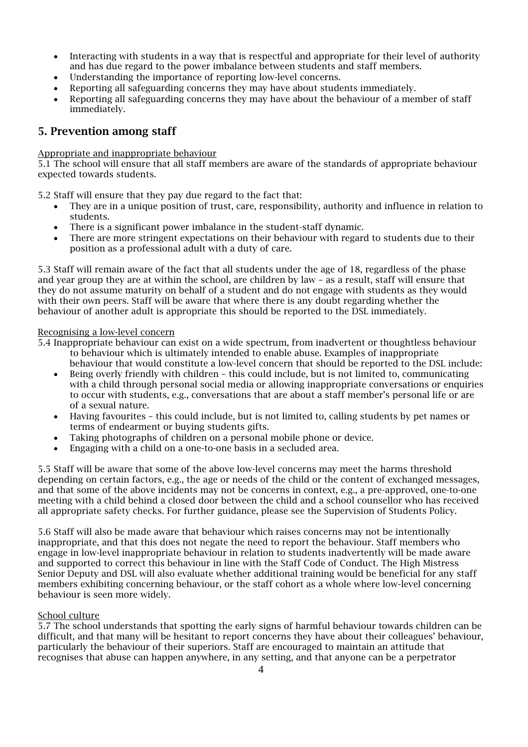- Interacting with students in a way that is respectful and appropriate for their level of authority and has due regard to the power imbalance between students and staff members.
- Understanding the importance of reporting low-level concerns.
- Reporting all safeguarding concerns they may have about students immediately.
- Reporting all safeguarding concerns they may have about the behaviour of a member of staff immediately.

## 5. Prevention among staff

Appropriate and inappropriate behaviour

5.1 The school will ensure that all staff members are aware of the standards of appropriate behaviour expected towards students.

5.2 Staff will ensure that they pay due regard to the fact that:

- They are in a unique position of trust, care, responsibility, authority and influence in relation to students.
- There is a significant power imbalance in the student-staff dynamic.
- There are more stringent expectations on their behaviour with regard to students due to their position as a professional adult with a duty of care.

5.3 Staff will remain aware of the fact that all students under the age of 18, regardless of the phase and year group they are at within the school, are children by law – as a result, staff will ensure that they do not assume maturity on behalf of a student and do not engage with students as they would with their own peers. Staff will be aware that where there is any doubt regarding whether the behaviour of another adult is appropriate this should be reported to the DSL immediately.

Recognising a low-level concern

5.4 Inappropriate behaviour can exist on a wide spectrum, from inadvertent or thoughtless behaviour to behaviour which is ultimately intended to enable abuse. Examples of inappropriate behaviour that would constitute a low-level concern that should be reported to the DSL include:

- Being overly friendly with children – this could include, but is not limited to, communicating with a child through personal social media or allowing inappropriate conversations or enquiries to occur with students, e.g., conversations that are about a staff member's personal life or are of a sexual nature.
- Having favourites – this could include, but is not limited to, calling students by pet names or terms of endearment or buying students gifts.
- Taking photographs of children on a personal mobile phone or device.
- Engaging with a child on a one-to-one basis in a secluded area.

5.5 Staff will be aware that some of the above low-level concerns may meet the harms threshold depending on certain factors, e.g., the age or needs of the child or the content of exchanged messages, and that some of the above incidents may not be concerns in context, e.g., a pre-approved, one-to-one meeting with a child behind a closed door between the child and a school counsellor who has received all appropriate safety checks. For further guidance, please see the Supervision of Students Policy.

5.6 Staff will also be made aware that behaviour which raises concerns may not be intentionally inappropriate, and that this does not negate the need to report the behaviour. Staff members who engage in low-level inappropriate behaviour in relation to students inadvertently will be made aware and supported to correct this behaviour in line with the Staff Code of Conduct. The High Mistress Senior Deputy and DSL will also evaluate whether additional training would be beneficial for any staff members exhibiting concerning behaviour, or the staff cohort as a whole where low-level concerning behaviour is seen more widely.

School culture

5.7 The school understands that spotting the early signs of harmful behaviour towards children can be difficult, and that many will be hesitant to report concerns they have about their colleagues' behaviour, particularly the behaviour of their superiors. Staff are encouraged to maintain an attitude that recognises that abuse can happen anywhere, in any setting, and that anyone can be a perpetrator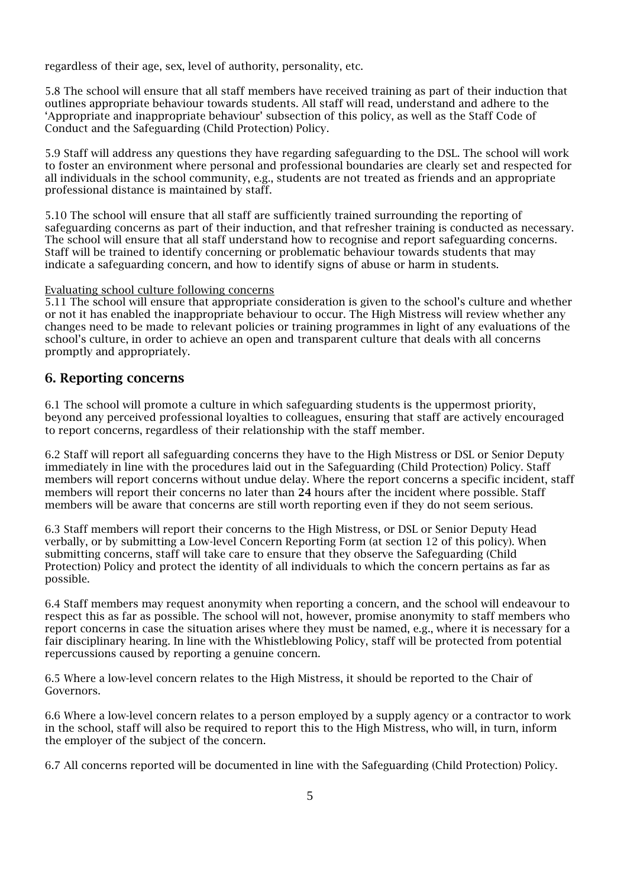regardless of their age, sex, level of authority, personality, etc.

5.8 The school will ensure that all staff members have received training as part of their induction that outlines appropriate behaviour towards students. All staff will read, understand and adhere to the 'Appropriate and inappropriate behaviour' subsection of this policy, as well as the Staff Code of Conduct and the Safeguarding (Child Protection) Policy.

5.9 Staff will address any questions they have regarding safeguarding to the DSL. The school will work to foster an environment where personal and professional boundaries are clearly set and respected for all individuals in the school community, e.g., students are not treated as friends and an appropriate professional distance is maintained by staff.

5.10 The school will ensure that all staff are sufficiently trained surrounding the reporting of safeguarding concerns as part of their induction, and that refresher training is conducted as necessary. The school will ensure that all staff understand how to recognise and report safeguarding concerns. Staff will be trained to identify concerning or problematic behaviour towards students that may indicate a safeguarding concern, and how to identify signs of abuse or harm in students.

Evaluating school culture following concerns

5.11 The school will ensure that appropriate consideration is given to the school's culture and whether or not it has enabled the inappropriate behaviour to occur. The High Mistress will review whether any changes need to be made to relevant policies or training programmes in light of any evaluations of the school's culture, in order to achieve an open and transparent culture that deals with all concerns promptly and appropriately.

## 6. Reporting concerns

6.1 The school will promote a culture in which safeguarding students is the uppermost priority, beyond any perceived professional loyalties to colleagues, ensuring that staff are actively encouraged to report concerns, regardless of their relationship with the staff member.

6.2 Staff will report all safeguarding concerns they have to the High Mistress or DSL or Senior Deputy immediately in line with the procedures laid out in the Safeguarding (Child Protection) Policy. Staff members will report concerns without undue delay. Where the report concerns a specific incident, staff members will report their concerns no later than **24** hours after the incident where possible. Staff members will be aware that concerns are still worth reporting even if they do not seem serious.

6.3 Staff members will report their concerns to the High Mistress, or DSL or Senior Deputy Head verbally, or by submitting a Low-level Concern Reporting Form (at section 12 of this policy). When submitting concerns, staff will take care to ensure that they observe the Safeguarding (Child Protection) Policy and protect the identity of all individuals to which the concern pertains as far as possible.

6.4 Staff members may request anonymity when reporting a concern, and the school will endeavour to respect this as far as possible. The school will not, however, promise anonymity to staff members who report concerns in case the situation arises where they must be named, e.g., where it is necessary for a fair disciplinary hearing. In line with the Whistleblowing Policy, staff will be protected from potential repercussions caused by reporting a genuine concern.

6.5 Where a low-level concern relates to the High Mistress, it should be reported to the Chair of Governors.

6.6 Where a low-level concern relates to a person employed by a supply agency or a contractor to work in the school, staff will also be required to report this to the High Mistress, who will, in turn, inform the employer of the subject of the concern.

6.7 All concerns reported will be documented in line with the Safeguarding (Child Protection) Policy.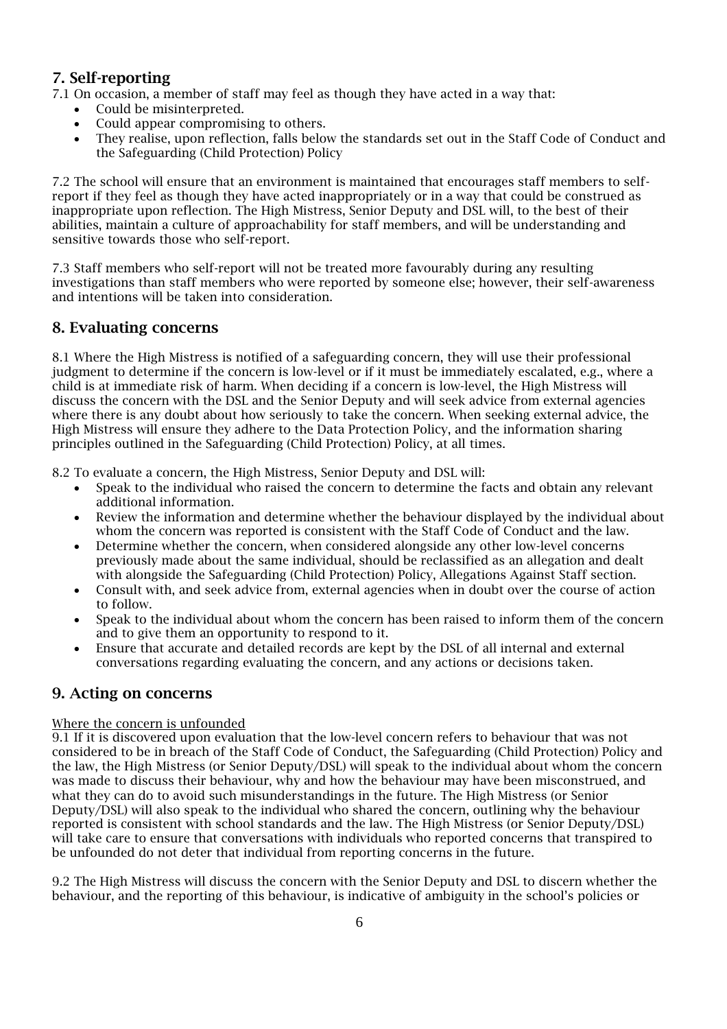## 7. Self-reporting

7.1 On occasion, a member of staff may feel as though they have acted in a way that:

- Could be misinterpreted.
- Could appear compromising to others.
- They realise, upon reflection, falls below the standards set out in the Staff Code of Conduct and the Safeguarding (Child Protection) Policy

7.2 The school will ensure that an environment is maintained that encourages staff members to self-report if they feel as though they have acted inappropriately or in a way that could be construed as inappropriate upon reflection. The High Mistress, Senior Deputy and DSL will, to the best of their abilities, maintain a culture of approachability for staff members, and will be understanding and sensitive towards those who self-report.

7.3 Staff members who self-report will not be treated more favourably during any resulting investigations than staff members who were reported by someone else; however, their self-awareness and intentions will be taken into consideration.

## 8. Evaluating concerns

8.1 Where the High Mistress is notified of a safeguarding concern, they will use their professional judgment to determine if the concern is low-level or if it must be immediately escalated, e.g., where a child is at immediate risk of harm. When deciding if a concern is low-level, the High Mistress will discuss the concern with the DSL and the Senior Deputy and will seek advice from external agencies where there is any doubt about how seriously to take the concern. When seeking external advice, the High Mistress will ensure they adhere to the Data Protection Policy, and the information sharing principles outlined in the Safeguarding (Child Protection) Policy, at all times.

8.2 To evaluate a concern, the High Mistress, Senior Deputy and DSL will:

- Speak to the individual who raised the concern to determine the facts and obtain any relevant additional information.
- Review the information and determine whether the behaviour displayed by the individual about whom the concern was reported is consistent with the Staff Code of Conduct and the law.
- Determine whether the concern, when considered alongside any other low-level concerns previously made about the same individual, should be reclassified as an allegation and dealt with alongside the Safeguarding (Child Protection) Policy, Allegations Against Staff section.
- Consult with, and seek advice from, external agencies when in doubt over the course of action to follow.
- Speak to the individual about whom the concern has been raised to inform them of the concern and to give them an opportunity to respond to it.
- Ensure that accurate and detailed records are kept by the DSL of all internal and external conversations regarding evaluating the concern, and any actions or decisions taken.

## 9. Acting on concerns

Where the concern is unfounded

9.1 If it is discovered upon evaluation that the low-level concern refers to behaviour that was not considered to be in breach of the Staff Code of Conduct, the Safeguarding (Child Protection) Policy and the law, the High Mistress (or Senior Deputy/DSL) will speak to the individual about whom the concern was made to discuss their behaviour, why and how the behaviour may have been misconstrued, and what they can do to avoid such misunderstandings in the future. The High Mistress (or Senior Deputy/DSL) will also speak to the individual who shared the concern, outlining why the behaviour reported is consistent with school standards and the law. The High Mistress (or Senior Deputy/DSL) will take care to ensure that conversations with individuals who reported concerns that transpired to be unfounded do not deter that individual from reporting concerns in the future.

9.2 The High Mistress will discuss the concern with the Senior Deputy and DSL to discern whether the behaviour, and the reporting of this behaviour, is indicative of ambiguity in the school's policies or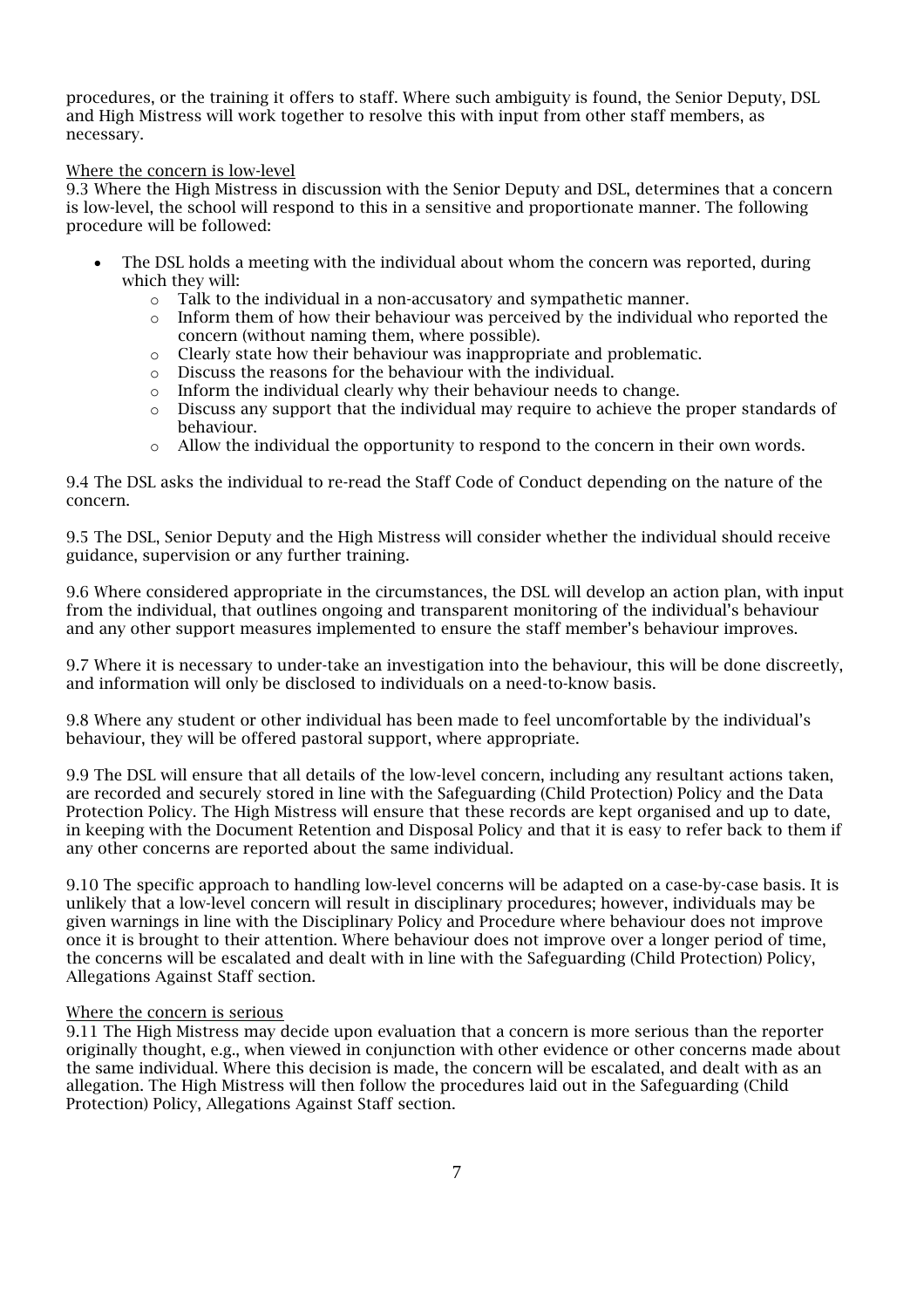procedures, or the training it offers to staff. Where such ambiguity is found, the Senior Deputy, DSL and High Mistress will work together to resolve this with input from other staff members, as necessary.

<u>Where the concern is low-level</u>

9.3 Where the High Mistress in discussion with the Senior Deputy and DSL, determines that a concern is low-level, the school will respond to this in a sensitive and proportionate manner. The following procedure will be followed:

- The DSL holds a meeting with the individual about whom the concern was reported, during which they will:
    - Talk to the individual in a non-accusatory and sympathetic manner.
    - Inform them of how their behaviour was perceived by the individual who reported the concern (without naming them, where possible).
    - Clearly state how their behaviour was inappropriate and problematic.
    - Discuss the reasons for the behaviour with the individual.
    - Inform the individual clearly why their behaviour needs to change.
    - Discuss any support that the individual may require to achieve the proper standards of behaviour.
    - Allow the individual the opportunity to respond to the concern in their own words.

9.4 The DSL asks the individual to re-read the Staff Code of Conduct depending on the nature of the concern.

9.5 The DSL, Senior Deputy and the High Mistress will consider whether the individual should receive guidance, supervision or any further training.

9.6 Where considered appropriate in the circumstances, the DSL will develop an action plan, with input from the individual, that outlines ongoing and transparent monitoring of the individual's behaviour and any other support measures implemented to ensure the staff member's behaviour improves.

9.7 Where it is necessary to under-take an investigation into the behaviour, this will be done discreetly, and information will only be disclosed to individuals on a need-to-know basis.

9.8 Where any student or other individual has been made to feel uncomfortable by the individual's behaviour, they will be offered pastoral support, where appropriate.

9.9 The DSL will ensure that all details of the low-level concern, including any resultant actions taken, are recorded and securely stored in line with the Safeguarding (Child Protection) Policy and the Data Protection Policy. The High Mistress will ensure that these records are kept organised and up to date, in keeping with the Document Retention and Disposal Policy and that it is easy to refer back to them if any other concerns are reported about the same individual.

9.10 The specific approach to handling low-level concerns will be adapted on a case-by-case basis. It is unlikely that a low-level concern will result in disciplinary procedures; however, individuals may be given warnings in line with the Disciplinary Policy and Procedure where behaviour does not improve once it is brought to their attention. Where behaviour does not improve over a longer period of time, the concerns will be escalated and dealt with in line with the Safeguarding (Child Protection) Policy, Allegations Against Staff section.

<u>Where the concern is serious</u>

9.11 The High Mistress may decide upon evaluation that a concern is more serious than the reporter originally thought, e.g., when viewed in conjunction with other evidence or other concerns made about the same individual. Where this decision is made, the concern will be escalated, and dealt with as an allegation. The High Mistress will then follow the procedures laid out in the Safeguarding (Child Protection) Policy, Allegations Against Staff section.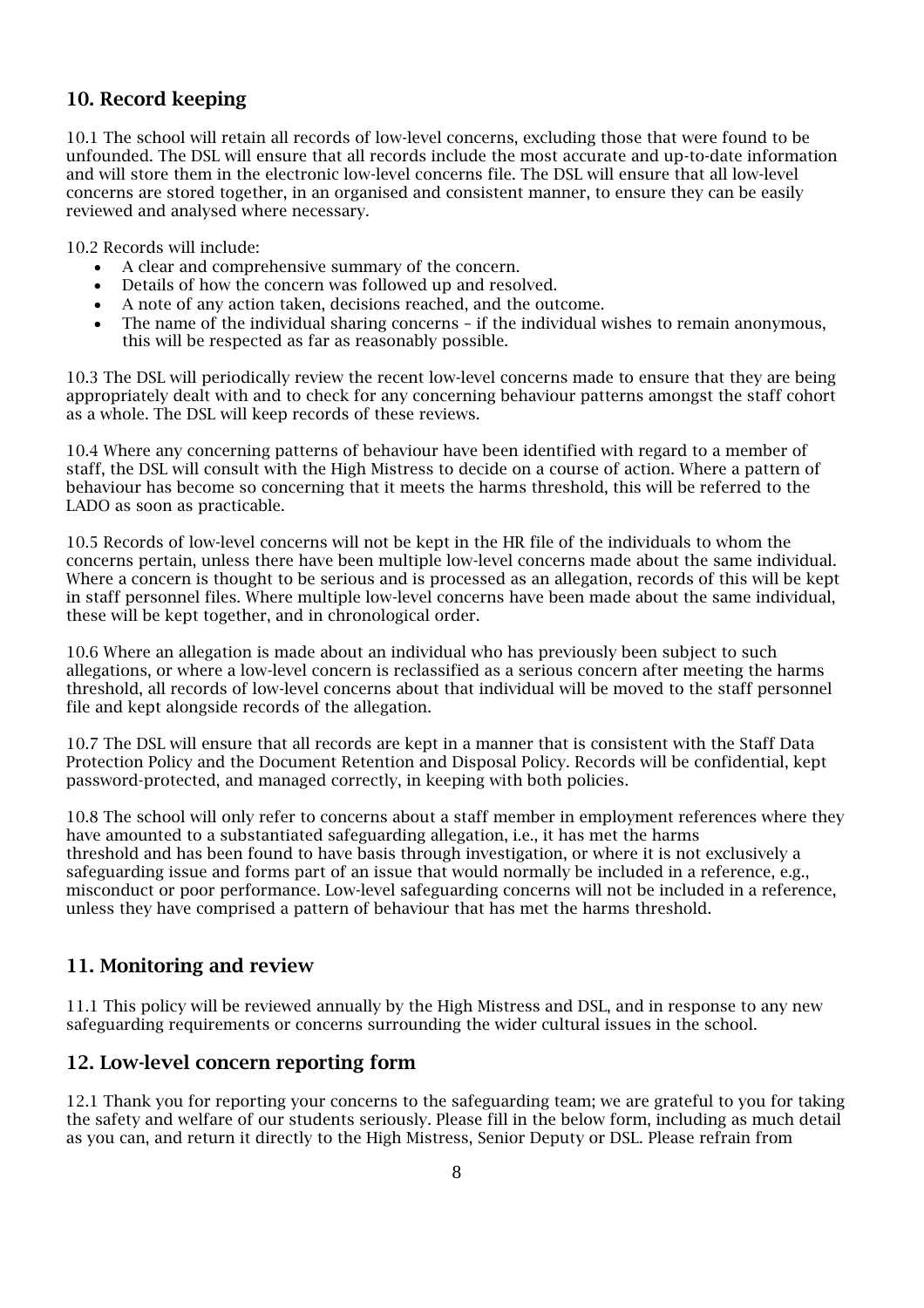## 10. Record keeping

10.1 The school will retain all records of low-level concerns, excluding those that were found to be unfounded. The DSL will ensure that all records include the most accurate and up-to-date information and will store them in the electronic low-level concerns file. The DSL will ensure that all low-level concerns are stored together, in an organised and consistent manner, to ensure they can be easily reviewed and analysed where necessary.

10.2 Records will include:

- A clear and comprehensive summary of the concern.
- Details of how the concern was followed up and resolved.
- A note of any action taken, decisions reached, and the outcome.
- The name of the individual sharing concerns – if the individual wishes to remain anonymous, this will be respected as far as reasonably possible.

10.3 The DSL will periodically review the recent low-level concerns made to ensure that they are being appropriately dealt with and to check for any concerning behaviour patterns amongst the staff cohort as a whole. The DSL will keep records of these reviews.

10.4 Where any concerning patterns of behaviour have been identified with regard to a member of staff, the DSL will consult with the High Mistress to decide on a course of action. Where a pattern of behaviour has become so concerning that it meets the harms threshold, this will be referred to the LADO as soon as practicable.

10.5 Records of low-level concerns will not be kept in the HR file of the individuals to whom the concerns pertain, unless there have been multiple low-level concerns made about the same individual. Where a concern is thought to be serious and is processed as an allegation, records of this will be kept in staff personnel files. Where multiple low-level concerns have been made about the same individual, these will be kept together, and in chronological order.

10.6 Where an allegation is made about an individual who has previously been subject to such allegations, or where a low-level concern is reclassified as a serious concern after meeting the harms threshold, all records of low-level concerns about that individual will be moved to the staff personnel file and kept alongside records of the allegation.

10.7 The DSL will ensure that all records are kept in a manner that is consistent with the Staff Data Protection Policy and the Document Retention and Disposal Policy. Records will be confidential, kept password-protected, and managed correctly, in keeping with both policies.

10.8 The school will only refer to concerns about a staff member in employment references where they have amounted to a substantiated safeguarding allegation, i.e., it has met the harms threshold and has been found to have basis through investigation, or where it is not exclusively a safeguarding issue and forms part of an issue that would normally be included in a reference, e.g., misconduct or poor performance. Low-level safeguarding concerns will not be included in a reference, unless they have comprised a pattern of behaviour that has met the harms threshold.

## 11. Monitoring and review

11.1 This policy will be reviewed annually by the High Mistress and DSL, and in response to any new safeguarding requirements or concerns surrounding the wider cultural issues in the school.

## 12. Low-level concern reporting form

12.1 Thank you for reporting your concerns to the safeguarding team; we are grateful to you for taking the safety and welfare of our students seriously. Please fill in the below form, including as much detail as you can, and return it directly to the High Mistress, Senior Deputy or DSL. Please refrain from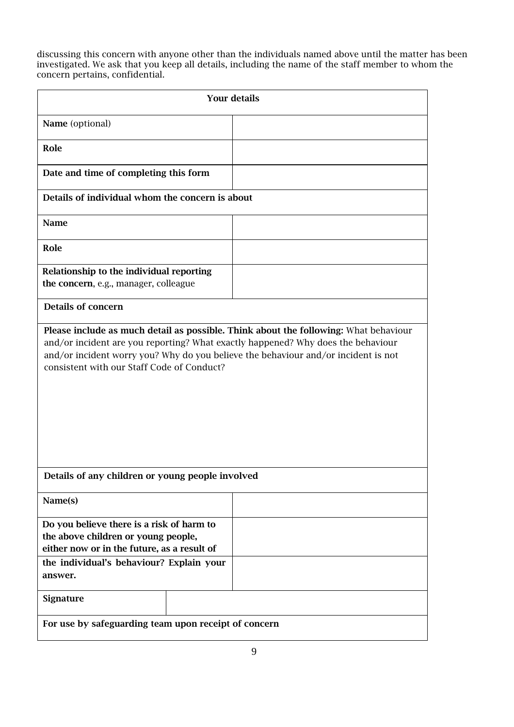discussing this concern with anyone other than the individuals named above until the matter has been investigated. We ask that you keep all details, including the name of the staff member to whom the concern pertains, confidential.

| **Your details** | |
|---|---|
| **Name** (optional) | |
| **Role** | |
| **Date and time of completing this form** | |
| **Details of individual whom the concern is about** | |
| **Name** | |
| **Role** | |
| **Relationship to the individual reporting the concern**, e.g., manager, colleague | |
| **Details of concern** | |
| **Please include as much detail as possible. Think about the following:** What behaviour and/or incident are you reporting? What exactly happened? Why does the behaviour and/or incident worry you? Why do you believe the behaviour and/or incident is not consistent with our Staff Code of Conduct? | |
| **Details of any children or young people involved** | |
| **Name(s)** | |
| **Do you believe there is a risk of harm to the above children or young people, either now or in the future, as a result of the individual's behaviour? Explain your answer.** | |
| **Signature** | |
| **For use by safeguarding team upon receipt of concern** | |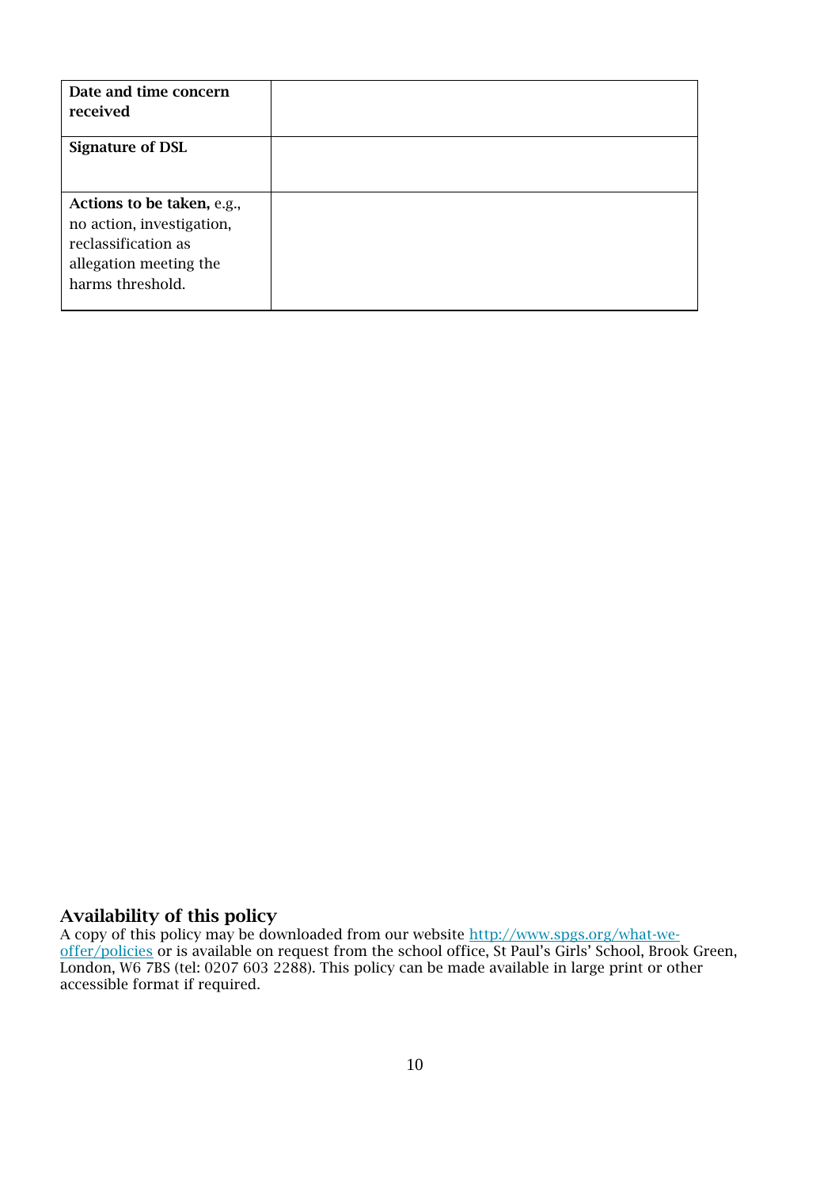| | |
|---|---|
| **Date and time concern received** | |
| **Signature of DSL** | |
| **Actions to be taken,** e.g., no action, investigation, reclassification as allegation meeting the harms threshold. | |

## Availability of this policy

A copy of this policy may be downloaded from our website http://www.spgs.org/what-we-offer/policies or is available on request from the school office, St Paul's Girls' School, Brook Green, London, W6 7BS (tel: 0207 603 2288). This policy can be made available in large print or other accessible format if required.